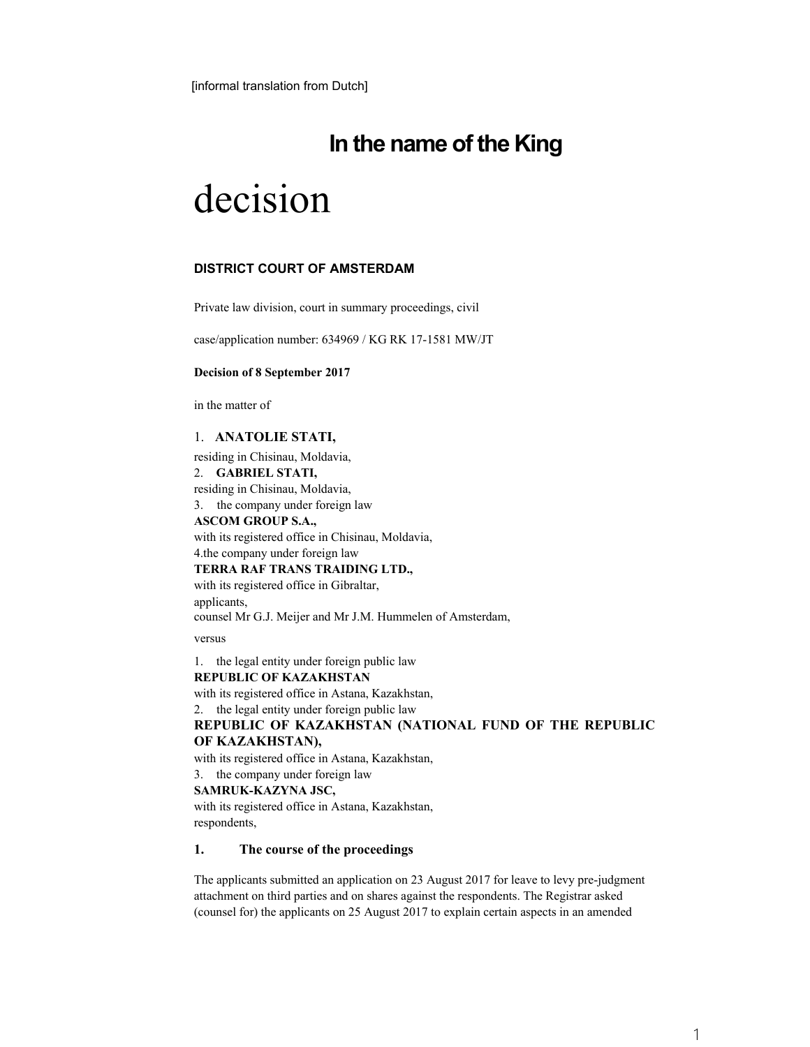[informal translation from Dutch]

# In the name of the King

# decision

**DISTRICT COURT OF AMSTERDAM**

Private law division, court in summary proceedings, civil

case/application number: 634969 / KG RK 17-1581 MW/JT

**Decision of 8 September 2017**

in the matter of

1. **ANATOLIE STATI,**
residing in Chisinau, Moldavia,
2. **GABRIEL STATI,**
residing in Chisinau, Moldavia,
3. the company under foreign law
**ASCOM GROUP S.A.,**
with its registered office in Chisinau, Moldavia,
4. the company under foreign law
**TERRA RAF TRANS TRAIDING LTD.,**
with its registered office in Gibraltar,

applicants,
counsel Mr G.J. Meijer and Mr J.M. Hummelen of Amsterdam,

versus

1. the legal entity under foreign public law
**REPUBLIC OF KAZAKHSTAN**
with its registered office in Astana, Kazakhstan,
2. the legal entity under foreign public law
**REPUBLIC OF KAZAKHSTAN (NATIONAL FUND OF THE REPUBLIC OF KAZAKHSTAN),**
with its registered office in Astana, Kazakhstan,
3. the company under foreign law
**SAMRUK-KAZYNA JSC,**
with its registered office in Astana, Kazakhstan,

respondents,

### 1. The course of the proceedings

The applicants submitted an application on 23 August 2017 for leave to levy pre-judgment attachment on third parties and on shares against the respondents. The Registrar asked (counsel for) the applicants on 25 August 2017 to explain certain aspects in an amended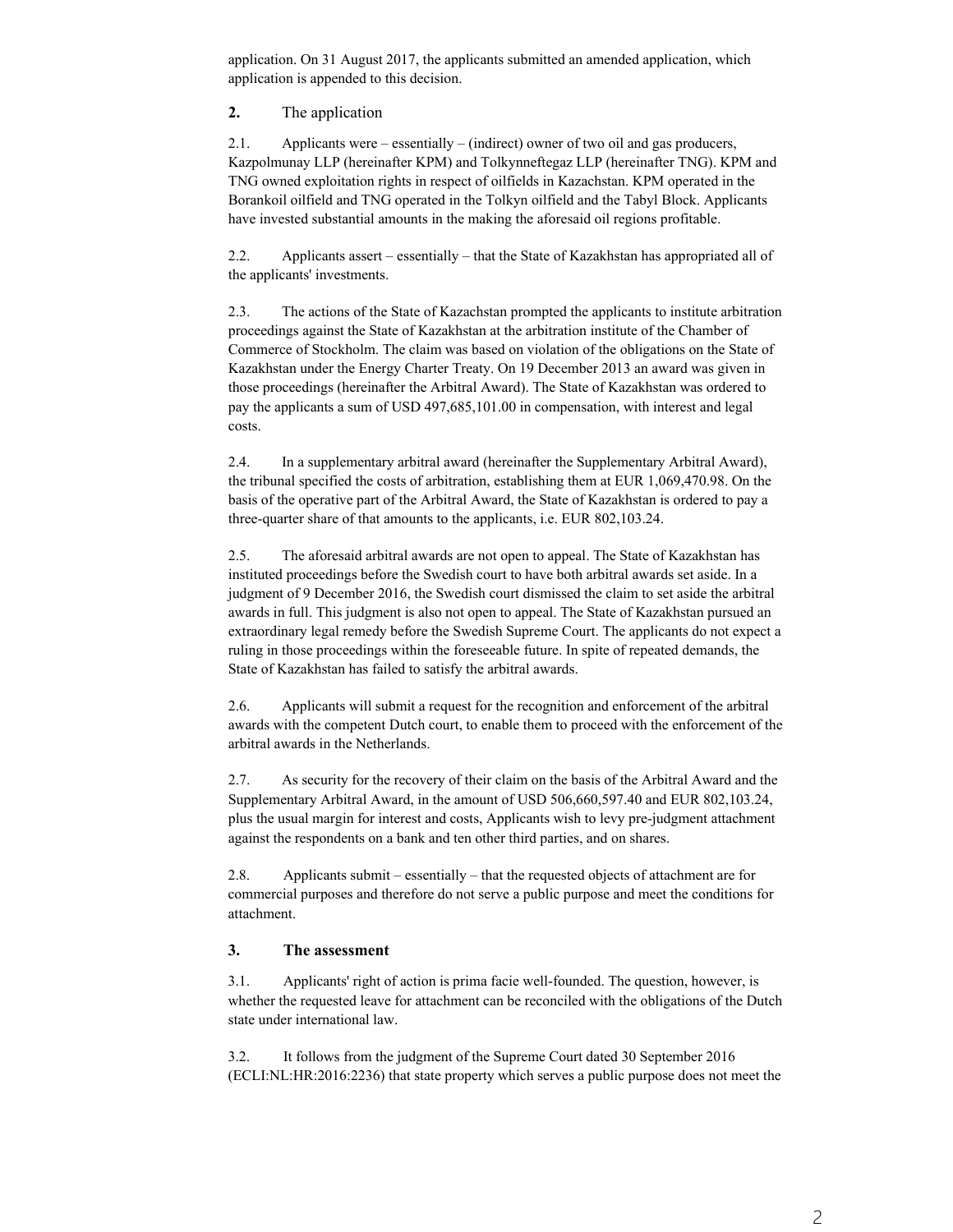application. On 31 August 2017, the applicants submitted an amended application, which application is appended to this decision.

## 2. The application

2.1. Applicants were – essentially – (indirect) owner of two oil and gas producers, Kazpolmunay LLP (hereinafter KPM) and Tolkynneftegaz LLP (hereinafter TNG). KPM and TNG owned exploitation rights in respect of oilfields in Kazakhstan. KPM operated in the Borankoil oilfield and TNG operated in the Tolkyn oilfield and the Tabyl Block. Applicants have invested substantial amounts in the making the aforesaid oil regions profitable.

2.2. Applicants assert – essentially – that the State of Kazakhstan has appropriated all of the applicants' investments.

2.3. The actions of the State of Kazachstan prompted the applicants to institute arbitration proceedings against the State of Kazakhstan at the arbitration institute of the Chamber of Commerce of Stockholm. The claim was based on violation of the obligations on the State of Kazakhstan under the Energy Charter Treaty. On 19 December 2013 an award was given in those proceedings (hereinafter the Arbitral Award). The State of Kazakhstan was ordered to pay the applicants a sum of USD 497,685,101.00 in compensation, with interest and legal costs.

2.4. In a supplementary arbitral award (hereinafter the Supplementary Arbitral Award), the tribunal specified the costs of arbitration, establishing them at EUR 1,069,470.98. On the basis of the operative part of the Arbitral Award, the State of Kazakhstan is ordered to pay a three-quarter share of that amounts to the applicants, i.e. EUR 802,103.24.

2.5. The aforesaid arbitral awards are not open to appeal. The State of Kazakhstan has instituted proceedings before the Swedish court to have both arbitral awards set aside. In a judgment of 9 December 2016, the Swedish court dismissed the claim to set aside the arbitral awards in full. This judgment is also not open to appeal. The State of Kazakhstan pursued an extraordinary legal remedy before the Swedish Supreme Court. The applicants do not expect a ruling in those proceedings within the foreseeable future. In spite of repeated demands, the State of Kazakhstan has failed to satisfy the arbitral awards.

2.6. Applicants will submit a request for the recognition and enforcement of the arbitral awards with the competent Dutch court, to enable them to proceed with the enforcement of the arbitral awards in the Netherlands.

2.7. As security for the recovery of their claim on the basis of the Arbitral Award and the Supplementary Arbitral Award, in the amount of USD 506,660,597.40 and EUR 802,103.24, plus the usual margin for interest and costs, Applicants wish to levy pre-judgment attachment against the respondents on a bank and ten other third parties, and on shares.

2.8. Applicants submit – essentially – that the requested objects of attachment are for commercial purposes and therefore do not serve a public purpose and meet the conditions for attachment.

## 3. The assessment

3.1. Applicants' right of action is prima facie well-founded. The question, however, is whether the requested leave for attachment can be reconciled with the obligations of the Dutch state under international law.

3.2. It follows from the judgment of the Supreme Court dated 30 September 2016 (ECLI:NL:HR:2016:2236) that state property which serves a public purpose does not meet the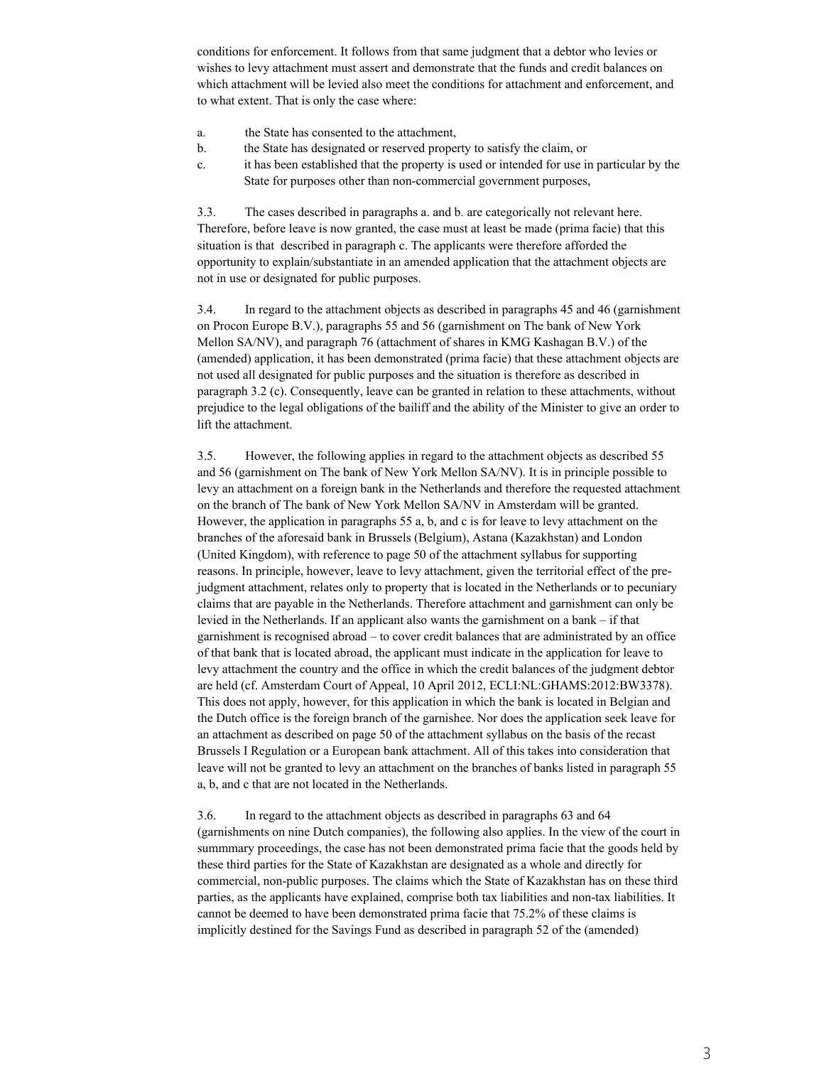conditions for enforcement. It follows from that same judgment that a debtor who levies or wishes to levy attachment must assert and demonstrate that the funds and credit balances on which attachment will be levied also meet the conditions for attachment and enforcement, and to what extent. That is only the case where:

a. the State has consented to the attachment,

b. the State has designated or reserved property to satisfy the claim, or

c. it has been established that the property is used or intended for use in particular by the State for purposes other than non-commercial government purposes,

3.3. The cases described in paragraphs a. and b. are categorically not relevant here. Therefore, before leave is now granted, the case must at least be made (prima facie) that this situation is that described in paragraph c. The applicants were therefore afforded the opportunity to explain/substantiate in an amended application that the attachment objects are not in use or designated for public purposes.

3.4. In regard to the attachment objects as described in paragraphs 45 and 46 (garnishment on Procon Europe B.V.), paragraphs 55 and 56 (garnishment on The bank of New York Mellon SA/NV), and paragraph 76 (attachment of shares in KMG Kashagan B.V.) of the (amended) application, it has been demonstrated (prima facie) that these attachment objects are not used all designated for public purposes and the situation is therefore as described in paragraph 3.2 (c). Consequently, leave can be granted in relation to these attachments, without prejudice to the legal obligations of the bailiff and the ability of the Minister to give an order to lift the attachment.

3.5. However, the following applies in regard to the attachment objects as described 55 and 56 (garnishment on The bank of New York Mellon SA/NV). It is in principle possible to levy an attachment on a foreign bank in the Netherlands and therefore the requested attachment on the branch of The bank of New York Mellon SA/NV in Amsterdam will be granted. However, the application in paragraphs 55 a, b, and c is for leave to levy attachment on the branches of the aforesaid bank in Brussels (Belgium), Astana (Kazakhstan) and London (United Kingdom), with reference to page 50 of the attachment syllabus for supporting reasons. In principle, however, leave to levy attachment, given the territorial effect of the pre-judgment attachment, relates only to property that is located in the Netherlands or to pecuniary claims that are payable in the Netherlands. Therefore attachment and garnishment can only be levied in the Netherlands. If an applicant also wants the garnishment on a bank – if that garnishment is recognised abroad – to cover credit balances that are administrated by an office of that bank that is located abroad, the applicant must indicate in the application for leave to levy attachment the country and the office in which the credit balances of the judgment debtor are held (cf. Amsterdam Court of Appeal, 10 April 2012, ECLI:NL:GHAMS:2012:BW3378). This does not apply, however, for this application in which the bank is located in Belgian and the Dutch office is the foreign branch of the garnishee. Nor does the application seek leave for an attachment as described on page 50 of the attachment syllabus on the basis of the recast Brussels I Regulation or a European bank attachment. All of this takes into consideration that leave will not be granted to levy an attachment on the branches of banks listed in paragraph 55 a, b, and c that are not located in the Netherlands.

3.6. In regard to the attachment objects as described in paragraphs 63 and 64 (garnishments on nine Dutch companies), the following also applies. In the view of the court in summmary proceedings, the case has not been demonstrated prima facie that the goods held by these third parties for the State of Kazakhstan are designated as a whole and directly for commercial, non-public purposes. The claims which the State of Kazakhstan has on these third parties, as the applicants have explained, comprise both tax liabilities and non-tax liabilities. It cannot be deemed to have been demonstrated prima facie that 75.2% of these claims is implicitly destined for the Savings Fund as described in paragraph 52 of the (amended)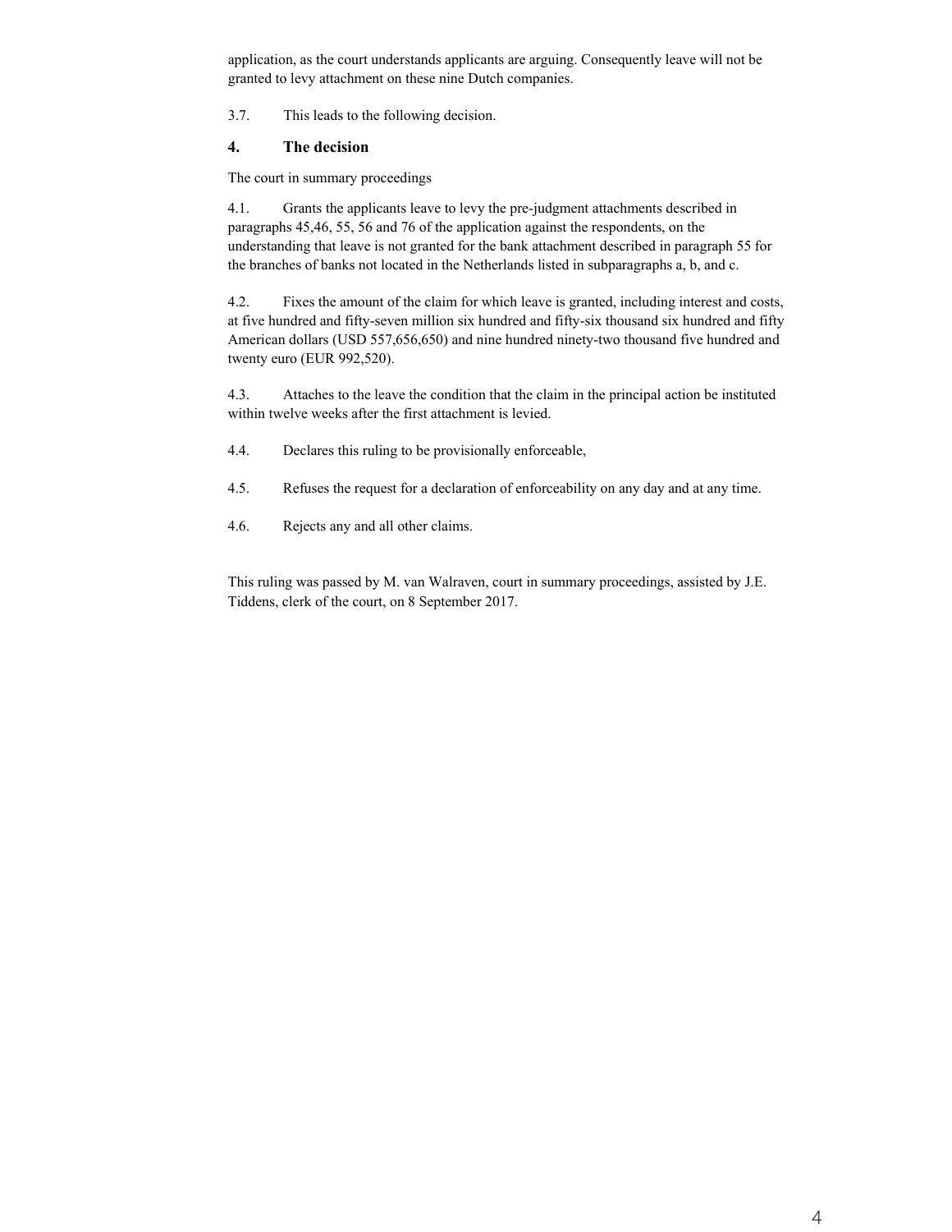application, as the court understands applicants are arguing. Consequently leave will not be granted to levy attachment on these nine Dutch companies.

3.7. This leads to the following decision.

## 4. The decision

The court in summary proceedings

4.1. Grants the applicants leave to levy the pre-judgment attachments described in paragraphs 45,46, 55, 56 and 76 of the application against the respondents, on the understanding that leave is not granted for the bank attachment described in paragraph 55 for the branches of banks not located in the Netherlands listed in subparagraphs a, b, and c.

4.2. Fixes the amount of the claim for which leave is granted, including interest and costs, at five hundred and fifty-seven million six hundred and fifty-six thousand six hundred and fifty American dollars (USD 557,656,650) and nine hundred ninety-two thousand five hundred and twenty euro (EUR 992,520).

4.3. Attaches to the leave the condition that the claim in the principal action be instituted within twelve weeks after the first attachment is levied.

4.4. Declares this ruling to be provisionally enforceable,

4.5. Refuses the request for a declaration of enforceability on any day and at any time.

4.6. Rejects any and all other claims.

This ruling was passed by M. van Walraven, court in summary proceedings, assisted by J.E. Tiddens, clerk of the court, on 8 September 2017.